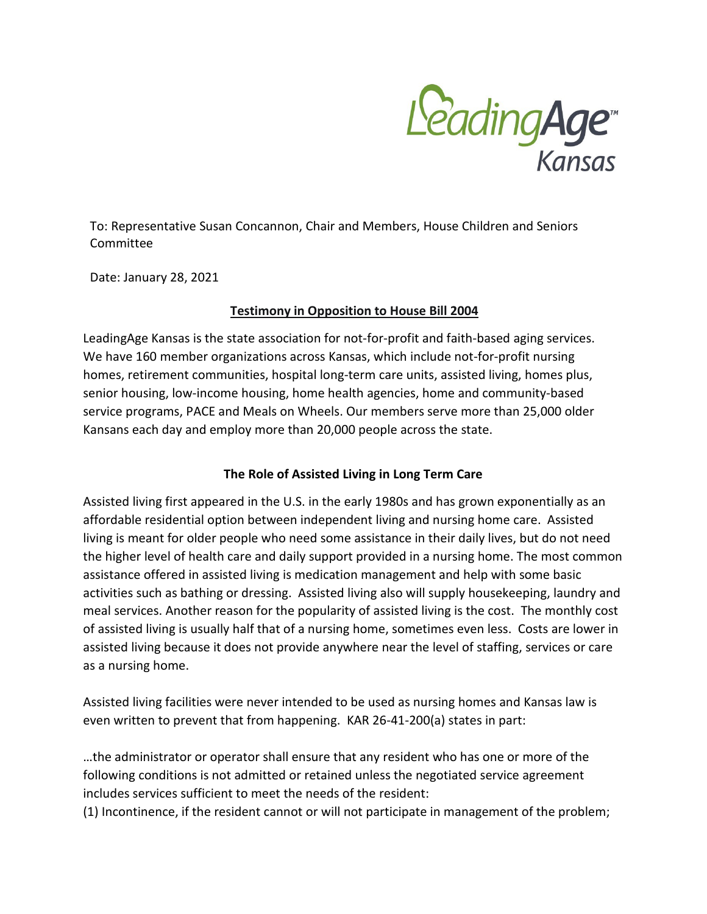To: Representative Susan Concannon, Chair and Members, House Children and Seniors Committee

Date: January 28, 2021

**Testimony in Opposition to House Bill 2004**

LeadingAge Kansas is the state association for not-for-profit and faith-based aging services. We have 160 member organizations across Kansas, which include not-for-profit nursing homes, retirement communities, hospital long-term care units, assisted living, homes plus, senior housing, low-income housing, home health agencies, home and community-based service programs, PACE and Meals on Wheels. Our members serve more than 25,000 older Kansans each day and employ more than 20,000 people across the state.

**The Role of Assisted Living in Long Term Care**

Assisted living first appeared in the U.S. in the early 1980s and has grown exponentially as an affordable residential option between independent living and nursing home care. Assisted living is meant for older people who need some assistance in their daily lives, but do not need the higher level of health care and daily support provided in a nursing home. The most common assistance offered in assisted living is medication management and help with some basic activities such as bathing or dressing. Assisted living also will supply housekeeping, laundry and meal services. Another reason for the popularity of assisted living is the cost. The monthly cost of assisted living is usually half that of a nursing home, sometimes even less. Costs are lower in assisted living because it does not provide anywhere near the level of staffing, services or care as a nursing home.

Assisted living facilities were never intended to be used as nursing homes and Kansas law is even written to prevent that from happening. KAR 26-41-200(a) states in part:

…the administrator or operator shall ensure that any resident who has one or more of the following conditions is not admitted or retained unless the negotiated service agreement includes services sufficient to meet the needs of the resident:

(1) Incontinence, if the resident cannot or will not participate in management of the problem;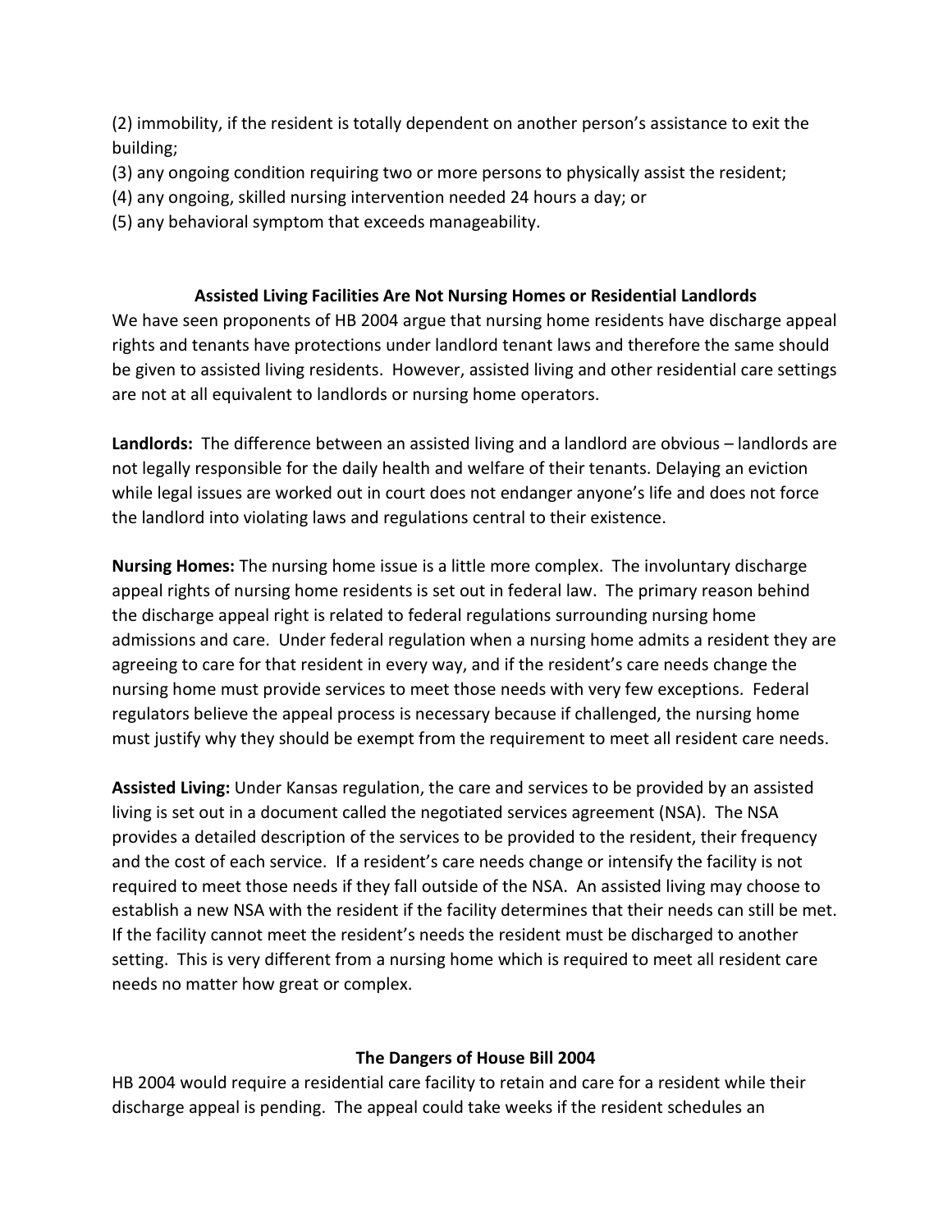(2) immobility, if the resident is totally dependent on another person's assistance to exit the building;
(3) any ongoing condition requiring two or more persons to physically assist the resident;
(4) any ongoing, skilled nursing intervention needed 24 hours a day; or
(5) any behavioral symptom that exceeds manageability.

## Assisted Living Facilities Are Not Nursing Homes or Residential Landlords

We have seen proponents of HB 2004 argue that nursing home residents have discharge appeal rights and tenants have protections under landlord tenant laws and therefore the same should be given to assisted living residents. However, assisted living and other residential care settings are not at all equivalent to landlords or nursing home operators.

**Landlords:** The difference between an assisted living and a landlord are obvious – landlords are not legally responsible for the daily health and welfare of their tenants. Delaying an eviction while legal issues are worked out in court does not endanger anyone's life and does not force the landlord into violating laws and regulations central to their existence.

**Nursing Homes:** The nursing home issue is a little more complex. The involuntary discharge appeal rights of nursing home residents is set out in federal law. The primary reason behind the discharge appeal right is related to federal regulations surrounding nursing home admissions and care. Under federal regulation when a nursing home admits a resident they are agreeing to care for that resident in every way, and if the resident's care needs change the nursing home must provide services to meet those needs with very few exceptions. Federal regulators believe the appeal process is necessary because if challenged, the nursing home must justify why they should be exempt from the requirement to meet all resident care needs.

**Assisted Living:** Under Kansas regulation, the care and services to be provided by an assisted living is set out in a document called the negotiated services agreement (NSA). The NSA provides a detailed description of the services to be provided to the resident, their frequency and the cost of each service. If a resident's care needs change or intensify the facility is not required to meet those needs if they fall outside of the NSA. An assisted living may choose to establish a new NSA with the resident if the facility determines that their needs can still be met. If the facility cannot meet the resident's needs the resident must be discharged to another setting. This is very different from a nursing home which is required to meet all resident care needs no matter how great or complex.

## The Dangers of House Bill 2004

HB 2004 would require a residential care facility to retain and care for a resident while their discharge appeal is pending. The appeal could take weeks if the resident schedules an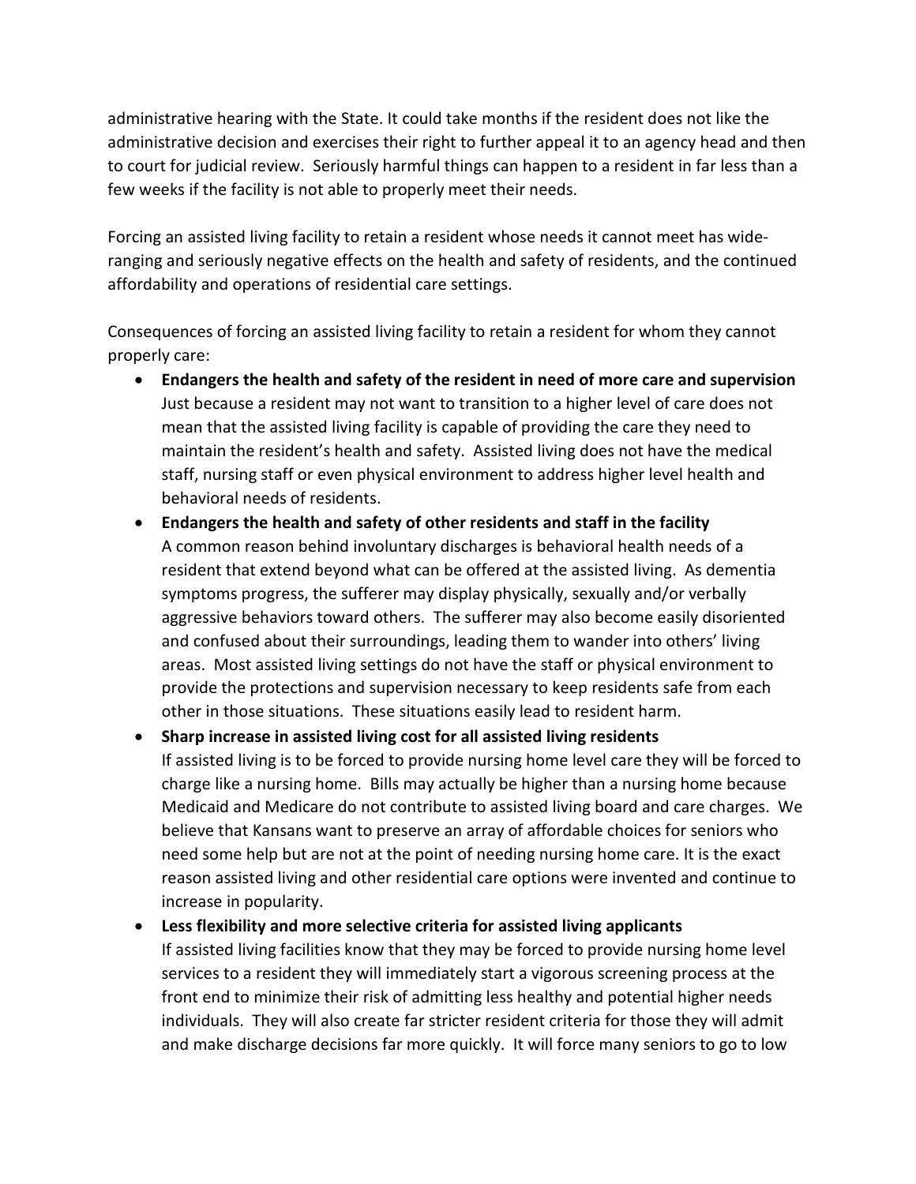administrative hearing with the State. It could take months if the resident does not like the administrative decision and exercises their right to further appeal it to an agency head and then to court for judicial review. Seriously harmful things can happen to a resident in far less than a few weeks if the facility is not able to properly meet their needs.

Forcing an assisted living facility to retain a resident whose needs it cannot meet has wide-ranging and seriously negative effects on the health and safety of residents, and the continued affordability and operations of residential care settings.

Consequences of forcing an assisted living facility to retain a resident for whom they cannot properly care:

- **Endangers the health and safety of the resident in need of more care and supervision**
  Just because a resident may not want to transition to a higher level of care does not mean that the assisted living facility is capable of providing the care they need to maintain the resident's health and safety. Assisted living does not have the medical staff, nursing staff or even physical environment to address higher level health and behavioral needs of residents.
- **Endangers the health and safety of other residents and staff in the facility**
  A common reason behind involuntary discharges is behavioral health needs of a resident that extend beyond what can be offered at the assisted living. As dementia symptoms progress, the sufferer may display physically, sexually and/or verbally aggressive behaviors toward others. The sufferer may also become easily disoriented and confused about their surroundings, leading them to wander into others' living areas. Most assisted living settings do not have the staff or physical environment to provide the protections and supervision necessary to keep residents safe from each other in those situations. These situations easily lead to resident harm.
- **Sharp increase in assisted living cost for all assisted living residents**
  If assisted living is to be forced to provide nursing home level care they will be forced to charge like a nursing home. Bills may actually be higher than a nursing home because Medicaid and Medicare do not contribute to assisted living board and care charges. We believe that Kansans want to preserve an array of affordable choices for seniors who need some help but are not at the point of needing nursing home care. It is the exact reason assisted living and other residential care options were invented and continue to increase in popularity.
- **Less flexibility and more selective criteria for assisted living applicants**
  If assisted living facilities know that they may be forced to provide nursing home level services to a resident they will immediately start a vigorous screening process at the front end to minimize their risk of admitting less healthy and potential higher needs individuals. They will also create far stricter resident criteria for those they will admit and make discharge decisions far more quickly. It will force many seniors to go to low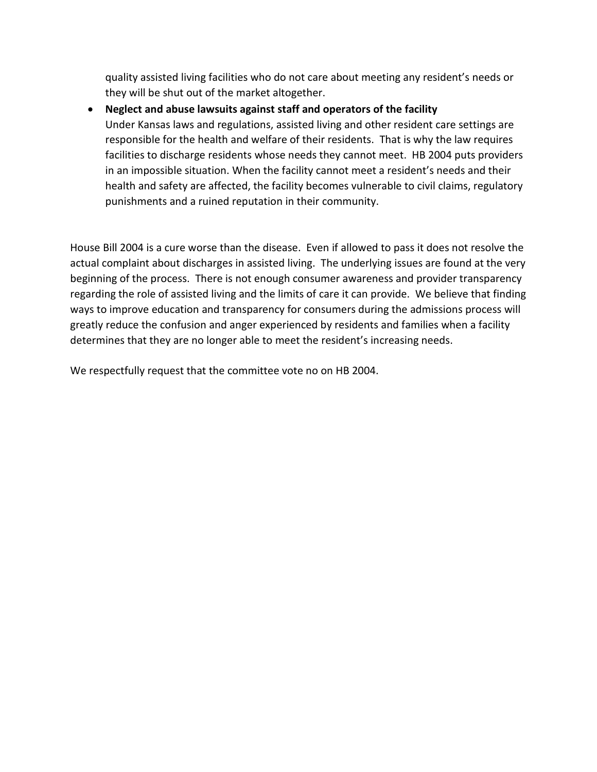quality assisted living facilities who do not care about meeting any resident's needs or they will be shut out of the market altogether.

- **Neglect and abuse lawsuits against staff and operators of the facility**
  Under Kansas laws and regulations, assisted living and other resident care settings are responsible for the health and welfare of their residents. That is why the law requires facilities to discharge residents whose needs they cannot meet. HB 2004 puts providers in an impossible situation. When the facility cannot meet a resident's needs and their health and safety are affected, the facility becomes vulnerable to civil claims, regulatory punishments and a ruined reputation in their community.

House Bill 2004 is a cure worse than the disease. Even if allowed to pass it does not resolve the actual complaint about discharges in assisted living. The underlying issues are found at the very beginning of the process. There is not enough consumer awareness and provider transparency regarding the role of assisted living and the limits of care it can provide. We believe that finding ways to improve education and transparency for consumers during the admissions process will greatly reduce the confusion and anger experienced by residents and families when a facility determines that they are no longer able to meet the resident's increasing needs.

We respectfully request that the committee vote no on HB 2004.